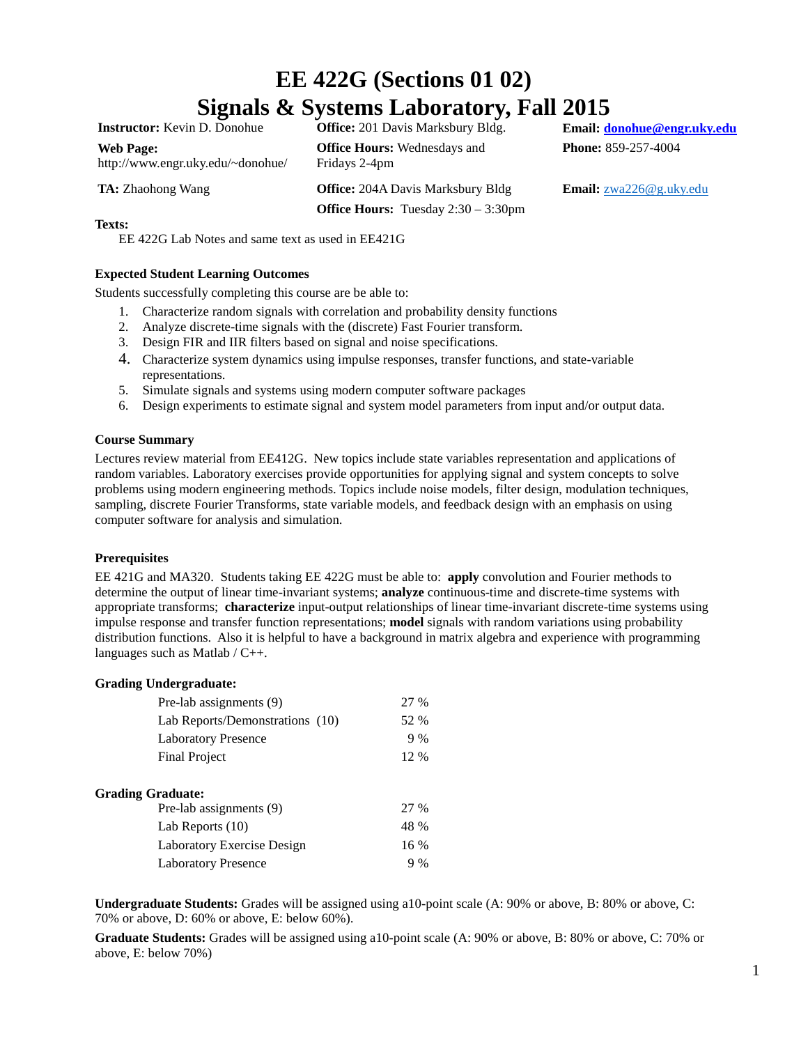# EE 422G (Sections 01 02)
# Signals & Systems Laboratory, Fall 2015

| | | |
|---|---|---|
| **Instructor:** Kevin D. Donohue | **Office:** 201 Davis Marksbury Bldg. | **Email:** donohue@engr.uky.edu |
| **Web Page:** http://www.engr.uky.edu/~donohue/ | **Office Hours:** Wednesdays and Fridays 2-4pm | **Phone:** 859-257-4004 |
| **TA:** Zhaohong Wang | **Office:** 204A Davis Marksbury Bldg | **Email:** zwa226@g.uky.edu |
| | **Office Hours:** Tuesday 2:30 – 3:30pm | |

**Texts:**

EE 422G Lab Notes and same text as used in EE421G

### Expected Student Learning Outcomes

Students successfully completing this course are be able to:

1. Characterize random signals with correlation and probability density functions
2. Analyze discrete-time signals with the (discrete) Fast Fourier transform.
3. Design FIR and IIR filters based on signal and noise specifications.
4. Characterize system dynamics using impulse responses, transfer functions, and state-variable representations.
5. Simulate signals and systems using modern computer software packages
6. Design experiments to estimate signal and system model parameters from input and/or output data.

### Course Summary

Lectures review material from EE412G. New topics include state variables representation and applications of random variables. Laboratory exercises provide opportunities for applying signal and system concepts to solve problems using modern engineering methods. Topics include noise models, filter design, modulation techniques, sampling, discrete Fourier Transforms, state variable models, and feedback design with an emphasis on using computer software for analysis and simulation.

### Prerequisites

EE 421G and MA320. Students taking EE 422G must be able to: **apply** convolution and Fourier methods to determine the output of linear time-invariant systems; **analyze** continuous-time and discrete-time systems with appropriate transforms; **characterize** input-output relationships of linear time-invariant discrete-time systems using impulse response and transfer function representations; **model** signals with random variations using probability distribution functions. Also it is helpful to have a background in matrix algebra and experience with programming languages such as Matlab / C++.

### Grading Undergraduate:

| | |
|---|---|
| Pre-lab assignments (9) | 27 % |
| Lab Reports/Demonstrations (10) | 52 % |
| Laboratory Presence | 9 % |
| Final Project | 12 % |

### Grading Graduate:

| | |
|---|---|
| Pre-lab assignments (9) | 27 % |
| Lab Reports (10) | 48 % |
| Laboratory Exercise Design | 16 % |
| Laboratory Presence | 9 % |

**Undergraduate Students:** Grades will be assigned using a10-point scale (A: 90% or above, B: 80% or above, C: 70% or above, D: 60% or above, E: below 60%).

**Graduate Students:** Grades will be assigned using a10-point scale (A: 90% or above, B: 80% or above, C: 70% or above, E: below 70%)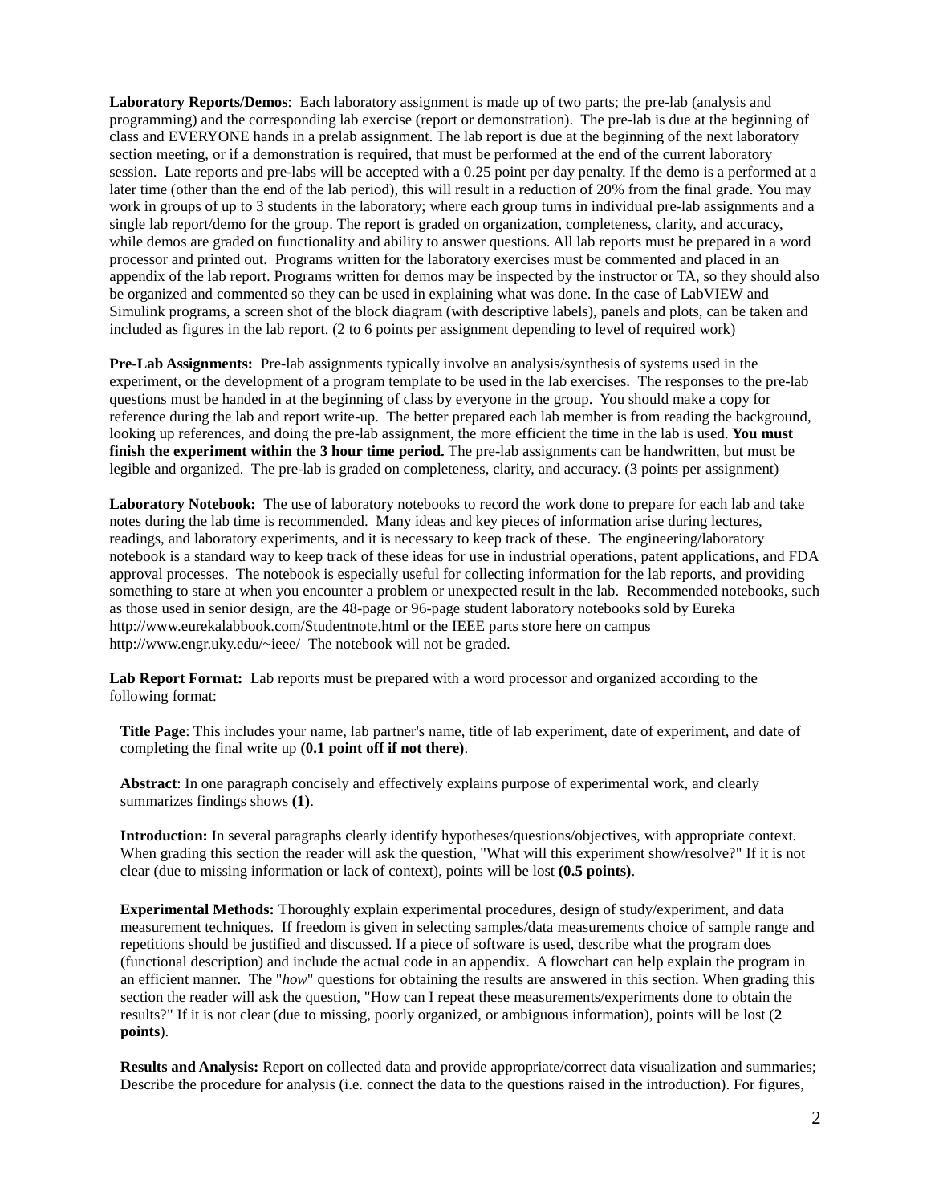**Laboratory Reports/Demos**: Each laboratory assignment is made up of two parts; the pre-lab (analysis and programming) and the corresponding lab exercise (report or demonstration). The pre-lab is due at the beginning of class and EVERYONE hands in a prelab assignment. The lab report is due at the beginning of the next laboratory section meeting, or if a demonstration is required, that must be performed at the end of the current laboratory session. Late reports and pre-labs will be accepted with a 0.25 point per day penalty. If the demo is a performed at a later time (other than the end of the lab period), this will result in a reduction of 20% from the final grade. You may work in groups of up to 3 students in the laboratory; where each group turns in individual pre-lab assignments and a single lab report/demo for the group. The report is graded on organization, completeness, clarity, and accuracy, while demos are graded on functionality and ability to answer questions. All lab reports must be prepared in a word processor and printed out. Programs written for the laboratory exercises must be commented and placed in an appendix of the lab report. Programs written for demos may be inspected by the instructor or TA, so they should also be organized and commented so they can be used in explaining what was done. In the case of LabVIEW and Simulink programs, a screen shot of the block diagram (with descriptive labels), panels and plots, can be taken and included as figures in the lab report. (2 to 6 points per assignment depending to level of required work)

**Pre-Lab Assignments:** Pre-lab assignments typically involve an analysis/synthesis of systems used in the experiment, or the development of a program template to be used in the lab exercises. The responses to the pre-lab questions must be handed in at the beginning of class by everyone in the group. You should make a copy for reference during the lab and report write-up. The better prepared each lab member is from reading the background, looking up references, and doing the pre-lab assignment, the more efficient the time in the lab is used. **You must finish the experiment within the 3 hour time period.** The pre-lab assignments can be handwritten, but must be legible and organized. The pre-lab is graded on completeness, clarity, and accuracy. (3 points per assignment)

**Laboratory Notebook:** The use of laboratory notebooks to record the work done to prepare for each lab and take notes during the lab time is recommended. Many ideas and key pieces of information arise during lectures, readings, and laboratory experiments, and it is necessary to keep track of these. The engineering/laboratory notebook is a standard way to keep track of these ideas for use in industrial operations, patent applications, and FDA approval processes. The notebook is especially useful for collecting information for the lab reports, and providing something to stare at when you encounter a problem or unexpected result in the lab. Recommended notebooks, such as those used in senior design, are the 48-page or 96-page student laboratory notebooks sold by Eureka http://www.eurekalabbook.com/Studentnote.html or the IEEE parts store here on campus http://www.engr.uky.edu/~ieee/ The notebook will not be graded.

**Lab Report Format:** Lab reports must be prepared with a word processor and organized according to the following format:

**Title Page**: This includes your name, lab partner's name, title of lab experiment, date of experiment, and date of completing the final write up **(0.1 point off if not there)**.

**Abstract**: In one paragraph concisely and effectively explains purpose of experimental work, and clearly summarizes findings shows **(1)**.

**Introduction:** In several paragraphs clearly identify hypotheses/questions/objectives, with appropriate context. When grading this section the reader will ask the question, "What will this experiment show/resolve?" If it is not clear (due to missing information or lack of context), points will be lost **(0.5 points)**.

**Experimental Methods:** Thoroughly explain experimental procedures, design of study/experiment, and data measurement techniques. If freedom is given in selecting samples/data measurements choice of sample range and repetitions should be justified and discussed. If a piece of software is used, describe what the program does (functional description) and include the actual code in an appendix. A flowchart can help explain the program in an efficient manner. The "*how*" questions for obtaining the results are answered in this section. When grading this section the reader will ask the question, "How can I repeat these measurements/experiments done to obtain the results?" If it is not clear (due to missing, poorly organized, or ambiguous information), points will be lost (**2 points**).

**Results and Analysis:** Report on collected data and provide appropriate/correct data visualization and summaries; Describe the procedure for analysis (i.e. connect the data to the questions raised in the introduction). For figures,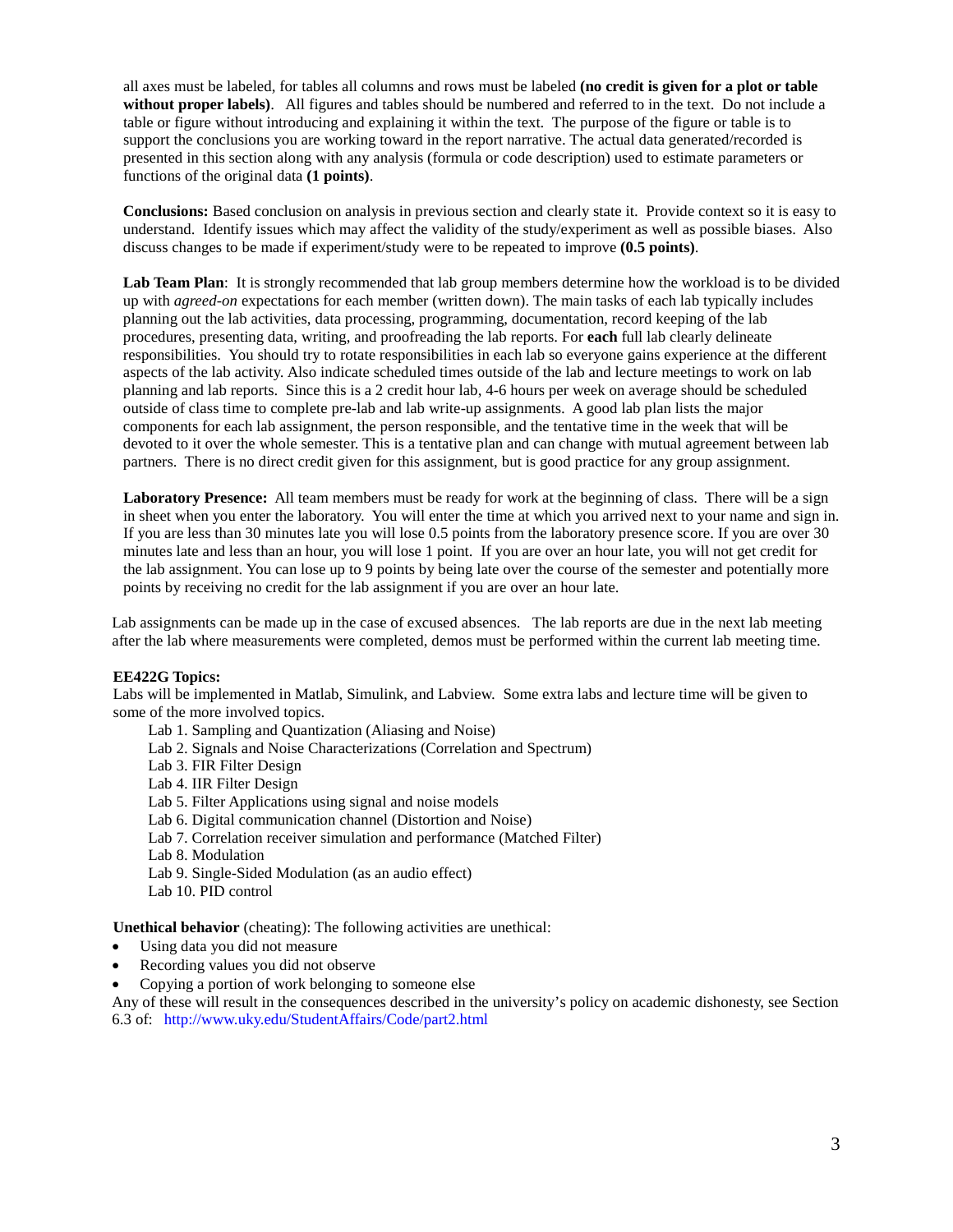all axes must be labeled, for tables all columns and rows must be labeled **(no credit is given for a plot or table without proper labels)**. All figures and tables should be numbered and referred to in the text. Do not include a table or figure without introducing and explaining it within the text. The purpose of the figure or table is to support the conclusions you are working toward in the report narrative. The actual data generated/recorded is presented in this section along with any analysis (formula or code description) used to estimate parameters or functions of the original data **(1 points)**.

**Conclusions:** Based conclusion on analysis in previous section and clearly state it. Provide context so it is easy to understand. Identify issues which may affect the validity of the study/experiment as well as possible biases. Also discuss changes to be made if experiment/study were to be repeated to improve **(0.5 points)**.

**Lab Team Plan**: It is strongly recommended that lab group members determine how the workload is to be divided up with *agreed-on* expectations for each member (written down). The main tasks of each lab typically includes planning out the lab activities, data processing, programming, documentation, record keeping of the lab procedures, presenting data, writing, and proofreading the lab reports. For **each** full lab clearly delineate responsibilities. You should try to rotate responsibilities in each lab so everyone gains experience at the different aspects of the lab activity. Also indicate scheduled times outside of the lab and lecture meetings to work on lab planning and lab reports. Since this is a 2 credit hour lab, 4-6 hours per week on average should be scheduled outside of class time to complete pre-lab and lab write-up assignments. A good lab plan lists the major components for each lab assignment, the person responsible, and the tentative time in the week that will be devoted to it over the whole semester. This is a tentative plan and can change with mutual agreement between lab partners. There is no direct credit given for this assignment, but is good practice for any group assignment.

**Laboratory Presence:** All team members must be ready for work at the beginning of class. There will be a sign in sheet when you enter the laboratory. You will enter the time at which you arrived next to your name and sign in. If you are less than 30 minutes late you will lose 0.5 points from the laboratory presence score. If you are over 30 minutes late and less than an hour, you will lose 1 point. If you are over an hour late, you will not get credit for the lab assignment. You can lose up to 9 points by being late over the course of the semester and potentially more points by receiving no credit for the lab assignment if you are over an hour late.

Lab assignments can be made up in the case of excused absences. The lab reports are due in the next lab meeting after the lab where measurements were completed, demos must be performed within the current lab meeting time.

**EE422G Topics:**
Labs will be implemented in Matlab, Simulink, and Labview. Some extra labs and lecture time will be given to some of the more involved topics.

- Lab 1. Sampling and Quantization (Aliasing and Noise)
- Lab 2. Signals and Noise Characterizations (Correlation and Spectrum)
- Lab 3. FIR Filter Design
- Lab 4. IIR Filter Design
- Lab 5. Filter Applications using signal and noise models
- Lab 6. Digital communication channel (Distortion and Noise)
- Lab 7. Correlation receiver simulation and performance (Matched Filter)
- Lab 8. Modulation
- Lab 9. Single-Sided Modulation (as an audio effect)
- Lab 10. PID control

**Unethical behavior** (cheating): The following activities are unethical:

- Using data you did not measure
- Recording values you did not observe
- Copying a portion of work belonging to someone else

Any of these will result in the consequences described in the university's policy on academic dishonesty, see Section 6.3 of: http://www.uky.edu/StudentAffairs/Code/part2.html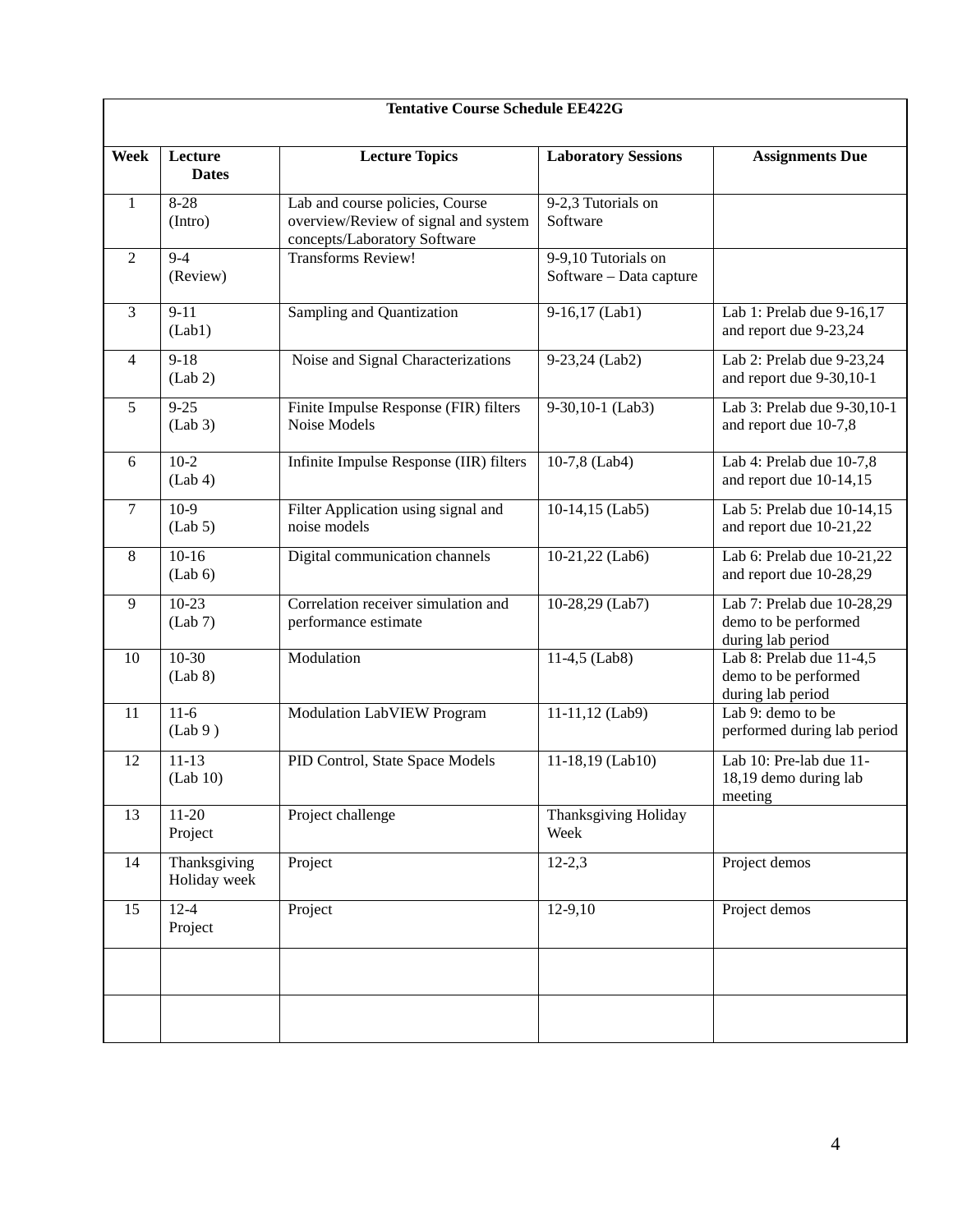**Tentative Course Schedule EE422G**

| Week | Lecture Dates | Lecture Topics | Laboratory Sessions | Assignments Due |
|---|---|---|---|---|
| 1 | 8-28 (Intro) | Lab and course policies, Course overview/Review of signal and system concepts/Laboratory Software | 9-2,3 Tutorials on Software | |
| 2 | 9-4 (Review) | Transforms Review! | 9-9,10 Tutorials on Software – Data capture | |
| 3 | 9-11 (Lab1) | Sampling and Quantization | 9-16,17 (Lab1) | Lab 1: Prelab due 9-16,17 and report due 9-23,24 |
| 4 | 9-18 (Lab 2) | Noise and Signal Characterizations | 9-23,24 (Lab2) | Lab 2: Prelab due 9-23,24 and report due 9-30,10-1 |
| 5 | 9-25 (Lab 3) | Finite Impulse Response (FIR) filters Noise Models | 9-30,10-1 (Lab3) | Lab 3: Prelab due 9-30,10-1 and report due 10-7,8 |
| 6 | 10-2 (Lab 4) | Infinite Impulse Response (IIR) filters | 10-7,8 (Lab4) | Lab 4: Prelab due 10-7,8 and report due 10-14,15 |
| 7 | 10-9 (Lab 5) | Filter Application using signal and noise models | 10-14,15 (Lab5) | Lab 5: Prelab due 10-14,15 and report due 10-21,22 |
| 8 | 10-16 (Lab 6) | Digital communication channels | 10-21,22 (Lab6) | Lab 6: Prelab due 10-21,22 and report due 10-28,29 |
| 9 | 10-23 (Lab 7) | Correlation receiver simulation and performance estimate | 10-28,29 (Lab7) | Lab 7: Prelab due 10-28,29 demo to be performed during lab period |
| 10 | 10-30 (Lab 8) | Modulation | 11-4,5 (Lab8) | Lab 8: Prelab due 11-4,5 demo to be performed during lab period |
| 11 | 11-6 (Lab 9 ) | Modulation LabVIEW Program | 11-11,12 (Lab9) | Lab 9: demo to be performed during lab period |
| 12 | 11-13 (Lab 10) | PID Control, State Space Models | 11-18,19 (Lab10) | Lab 10: Pre-lab due 11-18,19 demo during lab meeting |
| 13 | 11-20 Project | Project challenge | Thanksgiving Holiday Week | |
| 14 | Thanksgiving Holiday week | Project | 12-2,3 | Project demos |
| 15 | 12-4 Project | Project | 12-9,10 | Project demos |
| | | | | |
| | | | | |